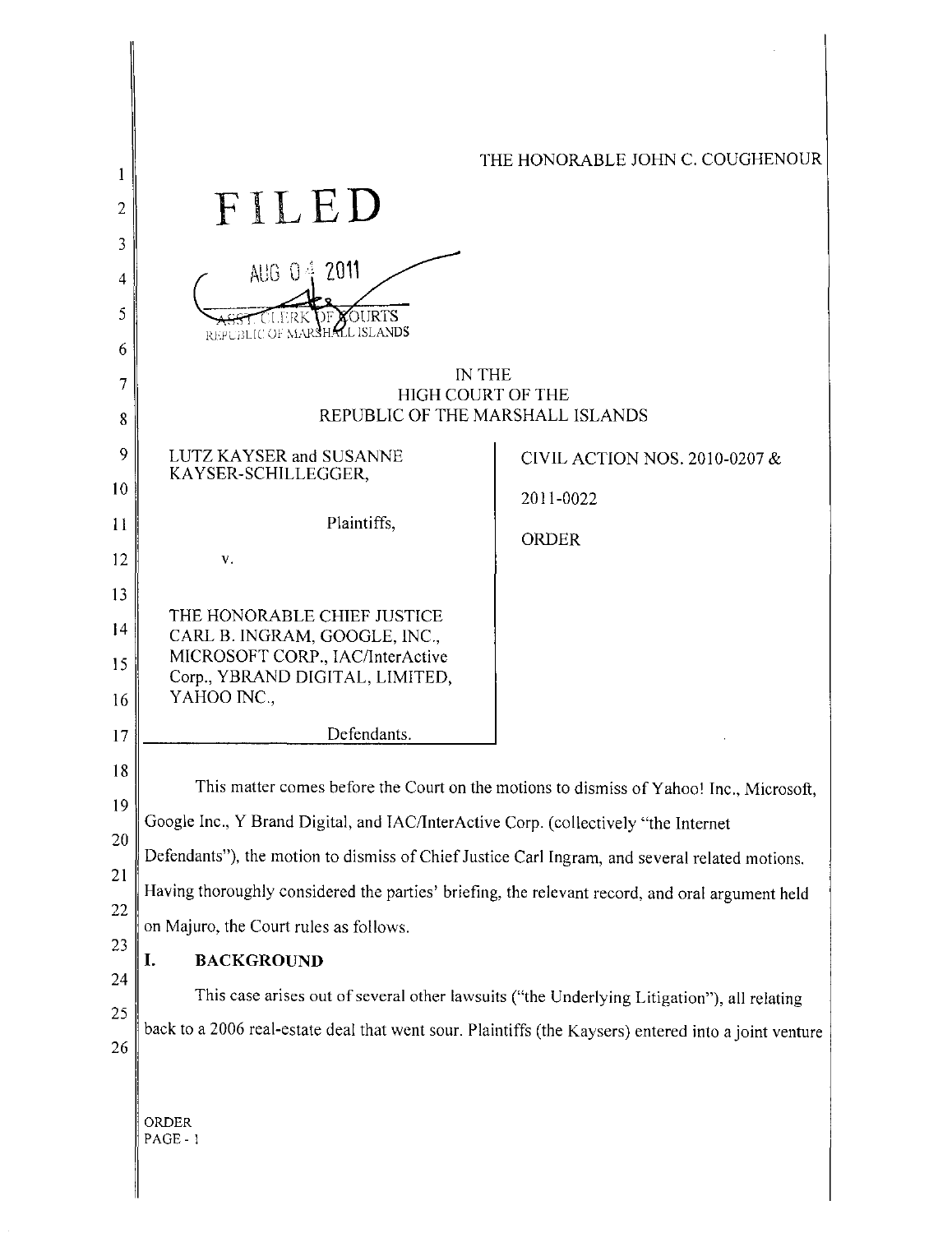THE HONORABLE JOHN C. COUGHENOUR

FILED

AUG 04 2011

ASST. CLERK OF COURTS
REPUBLIC OF MARSHALL ISLANDS

IN THE
HIGH COURT OF THE
REPUBLIC OF THE MARSHALL ISLANDS

| | |
|---|---|
| LUTZ KAYSER and SUSANNE KAYSER-SCHILLEGGER,<br><br>Plaintiffs,<br><br>v.<br><br>THE HONORABLE CHIEF JUSTICE CARL B. INGRAM, GOOGLE, INC., MICROSOFT CORP., IAC/InterActive Corp., YBRAND DIGITAL, LIMITED, YAHOO INC.,<br><br>Defendants. | CIVIL ACTION NOS. 2010-0207 &<br><br>2011-0022<br><br>ORDER |

This matter comes before the Court on the motions to dismiss of Yahoo! Inc., Microsoft, Google Inc., Y Brand Digital, and IAC/InterActive Corp. (collectively "the Internet Defendants"), the motion to dismiss of Chief Justice Carl Ingram, and several related motions. Having thoroughly considered the parties' briefing, the relevant record, and oral argument held on Majuro, the Court rules as follows.

## I. BACKGROUND

This case arises out of several other lawsuits ("the Underlying Litigation"), all relating back to a 2006 real-estate deal that went sour. Plaintiffs (the Kaysers) entered into a joint venture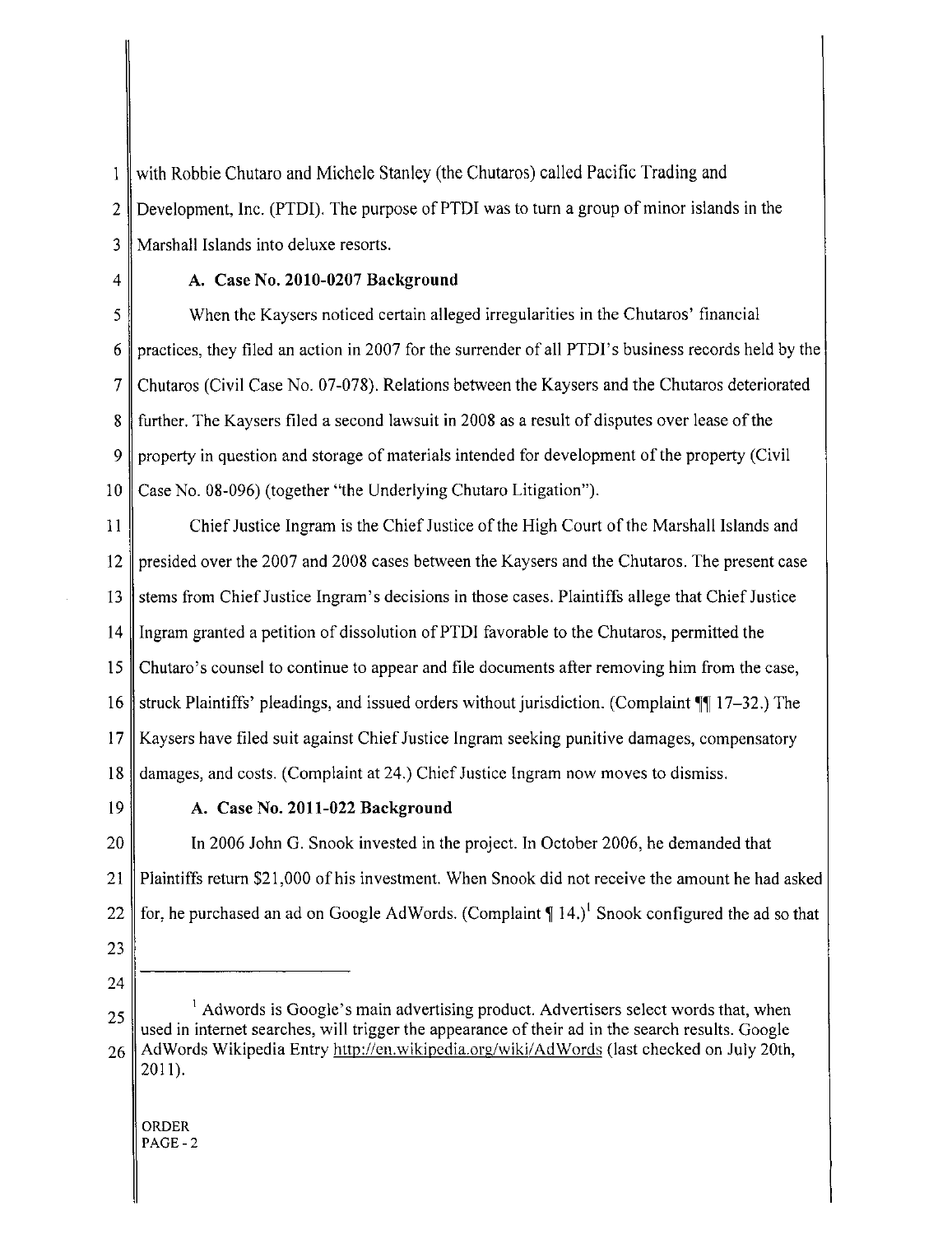with Robbie Chutaro and Michele Stanley (the Chutaros) called Pacific Trading and Development, Inc. (PTDI). The purpose of PTDI was to turn a group of minor islands in the Marshall Islands into deluxe resorts.

### A. Case No. 2010-0207 Background

When the Kaysers noticed certain alleged irregularities in the Chutaros' financial practices, they filed an action in 2007 for the surrender of all PTDI's business records held by the Chutaros (Civil Case No. 07-078). Relations between the Kaysers and the Chutaros deteriorated further. The Kaysers filed a second lawsuit in 2008 as a result of disputes over lease of the property in question and storage of materials intended for development of the property (Civil Case No. 08-096) (together "the Underlying Chutaro Litigation").

Chief Justice Ingram is the Chief Justice of the High Court of the Marshall Islands and presided over the 2007 and 2008 cases between the Kaysers and the Chutaros. The present case stems from Chief Justice Ingram's decisions in those cases. Plaintiffs allege that Chief Justice Ingram granted a petition of dissolution of PTDI favorable to the Chutaros, permitted the Chutaro's counsel to continue to appear and file documents after removing him from the case, struck Plaintiffs' pleadings, and issued orders without jurisdiction. (Complaint ¶¶ 17–32.) The Kaysers have filed suit against Chief Justice Ingram seeking punitive damages, compensatory damages, and costs. (Complaint at 24.) Chief Justice Ingram now moves to dismiss.

### A. Case No. 2011-022 Background

In 2006 John G. Snook invested in the project. In October 2006, he demanded that Plaintiffs return $21,000 of his investment. When Snook did not receive the amount he had asked for, he purchased an ad on Google AdWords. (Complaint ¶ 14.)[1] Snook configured the ad so that

---

[1] Adwords is Google's main advertising product. Advertisers select words that, when used in internet searches, will trigger the appearance of their ad in the search results. Google AdWords Wikipedia Entry http://en.wikipedia.org/wiki/AdWords (last checked on July 20th, 2011).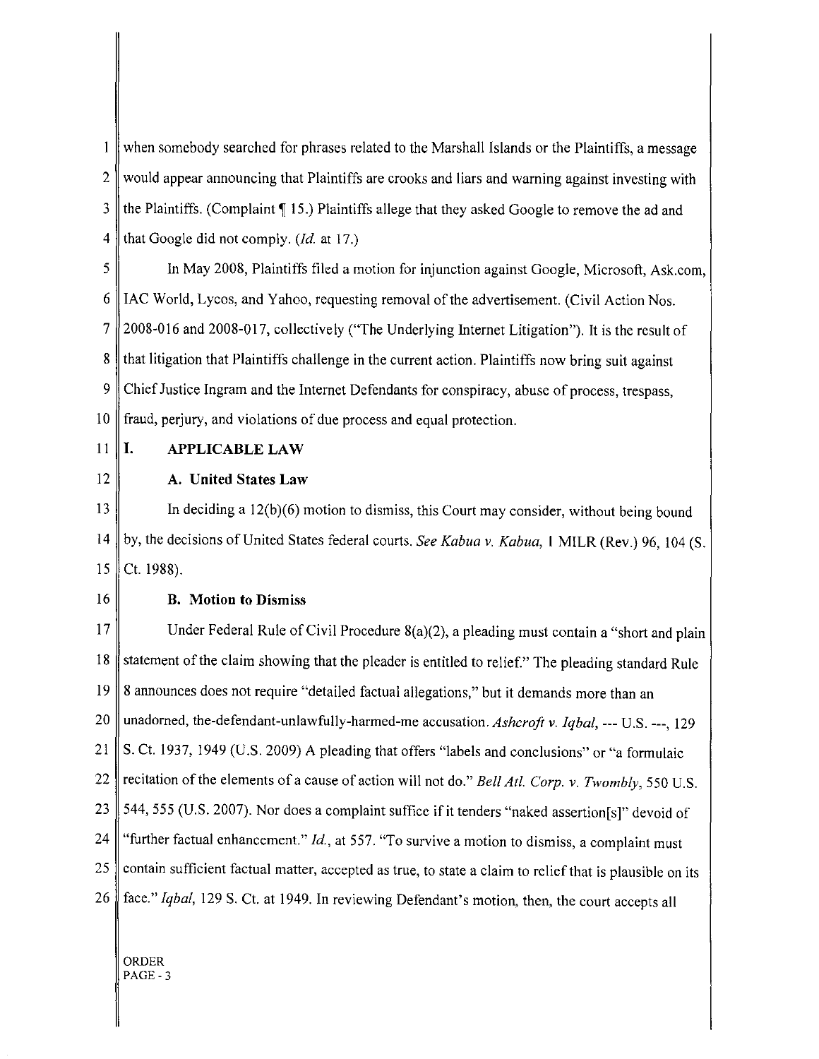when somebody searched for phrases related to the Marshall Islands or the Plaintiffs, a message would appear announcing that Plaintiffs are crooks and liars and warning against investing with the Plaintiffs. (Complaint ¶ 15.) Plaintiffs allege that they asked Google to remove the ad and that Google did not comply. (*Id.* at 17.)

In May 2008, Plaintiffs filed a motion for injunction against Google, Microsoft, Ask.com, IAC World, Lycos, and Yahoo, requesting removal of the advertisement. (Civil Action Nos. 2008-016 and 2008-017, collectively ("The Underlying Internet Litigation"). It is the result of that litigation that Plaintiffs challenge in the current action. Plaintiffs now bring suit against Chief Justice Ingram and the Internet Defendants for conspiracy, abuse of process, trespass, fraud, perjury, and violations of due process and equal protection.

## I. APPLICABLE LAW

### A. United States Law

In deciding a 12(b)(6) motion to dismiss, this Court may consider, without being bound by, the decisions of United States federal courts. *See Kabua v. Kabua,* 1 MILR (Rev.) 96, 104 (S. Ct. 1988).

### B. Motion to Dismiss

Under Federal Rule of Civil Procedure 8(a)(2), a pleading must contain a "short and plain statement of the claim showing that the pleader is entitled to relief." The pleading standard Rule 8 announces does not require "detailed factual allegations," but it demands more than an unadorned, the-defendant-unlawfully-harmed-me accusation. *Ashcroft v. Iqbal*, --- U.S. ---, 129 S. Ct. 1937, 1949 (U.S. 2009) A pleading that offers "labels and conclusions" or "a formulaic recitation of the elements of a cause of action will not do." *Bell Atl. Corp. v. Twombly*, 550 U.S. 544, 555 (U.S. 2007). Nor does a complaint suffice if it tenders "naked assertion[s]" devoid of "further factual enhancement." *Id.*, at 557. "To survive a motion to dismiss, a complaint must contain sufficient factual matter, accepted as true, to state a claim to relief that is plausible on its face." *Iqbal*, 129 S. Ct. at 1949. In reviewing Defendant's motion, then, the court accepts all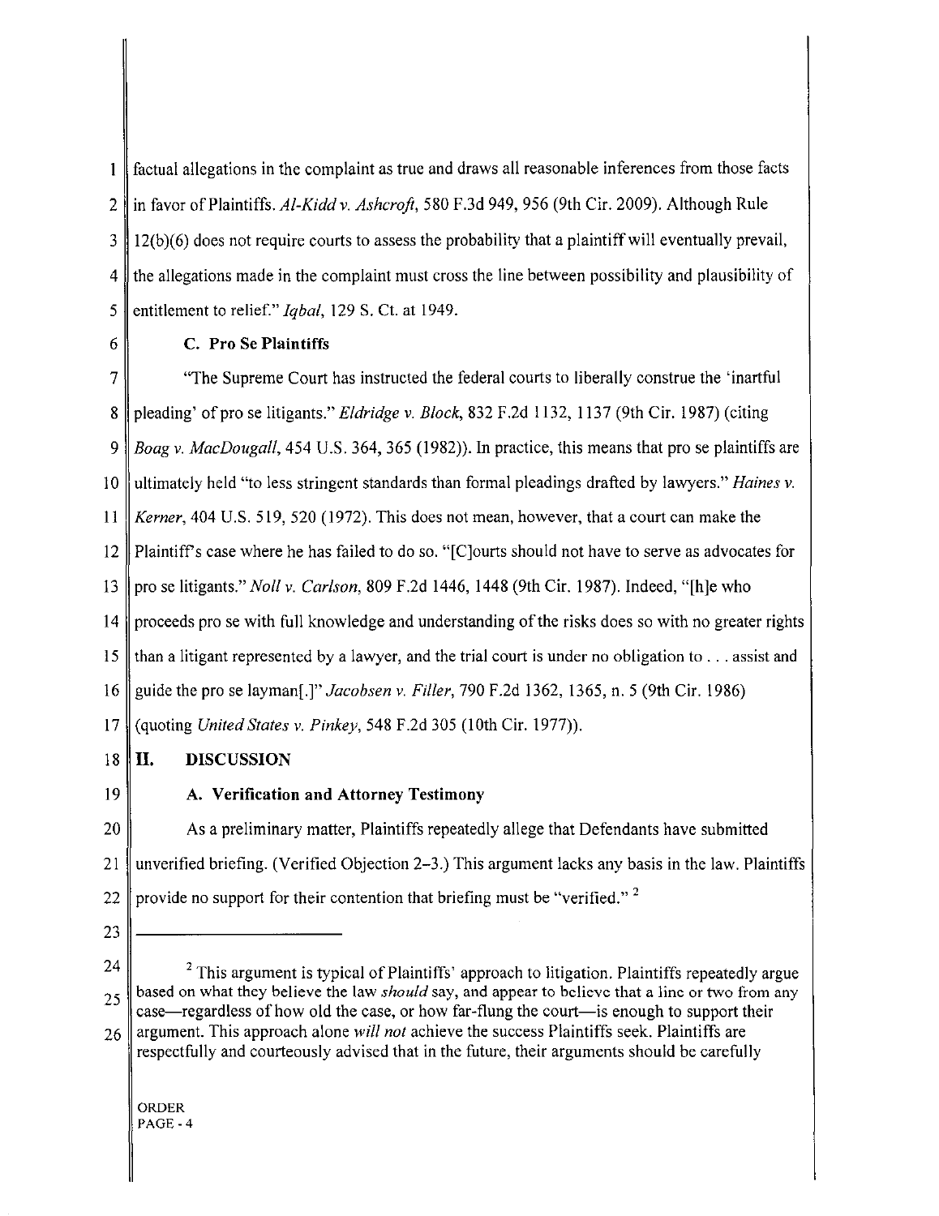factual allegations in the complaint as true and draws all reasonable inferences from those facts in favor of Plaintiffs. *Al-Kidd v. Ashcroft*, 580 F.3d 949, 956 (9th Cir. 2009). Although Rule 12(b)(6) does not require courts to assess the probability that a plaintiff will eventually prevail, the allegations made in the complaint must cross the line between possibility and plausibility of entitlement to relief." *Iqbal*, 129 S. Ct. at 1949.

### C. Pro Se Plaintiffs

"The Supreme Court has instructed the federal courts to liberally construe the 'inartful pleading' of pro se litigants." *Eldridge v. Block*, 832 F.2d 1132, 1137 (9th Cir. 1987) (citing *Boag v. MacDougall*, 454 U.S. 364, 365 (1982)). In practice, this means that pro se plaintiffs are ultimately held "to less stringent standards than formal pleadings drafted by lawyers." *Haines v. Kerner*, 404 U.S. 519, 520 (1972). This does not mean, however, that a court can make the Plaintiff's case where he has failed to do so. "[C]ourts should not have to serve as advocates for pro se litigants." *Noll v. Carlson*, 809 F.2d 1446, 1448 (9th Cir. 1987). Indeed, "[h]e who proceeds pro se with full knowledge and understanding of the risks does so with no greater rights than a litigant represented by a lawyer, and the trial court is under no obligation to . . . assist and guide the pro se layman[.]" *Jacobsen v. Filler*, 790 F.2d 1362, 1365, n. 5 (9th Cir. 1986) (quoting *United States v. Pinkey*, 548 F.2d 305 (10th Cir. 1977)).

## II. DISCUSSION

### A. Verification and Attorney Testimony

As a preliminary matter, Plaintiffs repeatedly allege that Defendants have submitted unverified briefing. (Verified Objection 2–3.) This argument lacks any basis in the law. Plaintiffs provide no support for their contention that briefing must be "verified." [2]

---

[2] This argument is typical of Plaintiffs' approach to litigation. Plaintiffs repeatedly argue based on what they believe the law *should* say, and appear to believe that a line or two from any case—regardless of how old the case, or how far-flung the court—is enough to support their argument. This approach alone *will not* achieve the success Plaintiffs seek. Plaintiffs are respectfully and courteously advised that in the future, their arguments should be carefully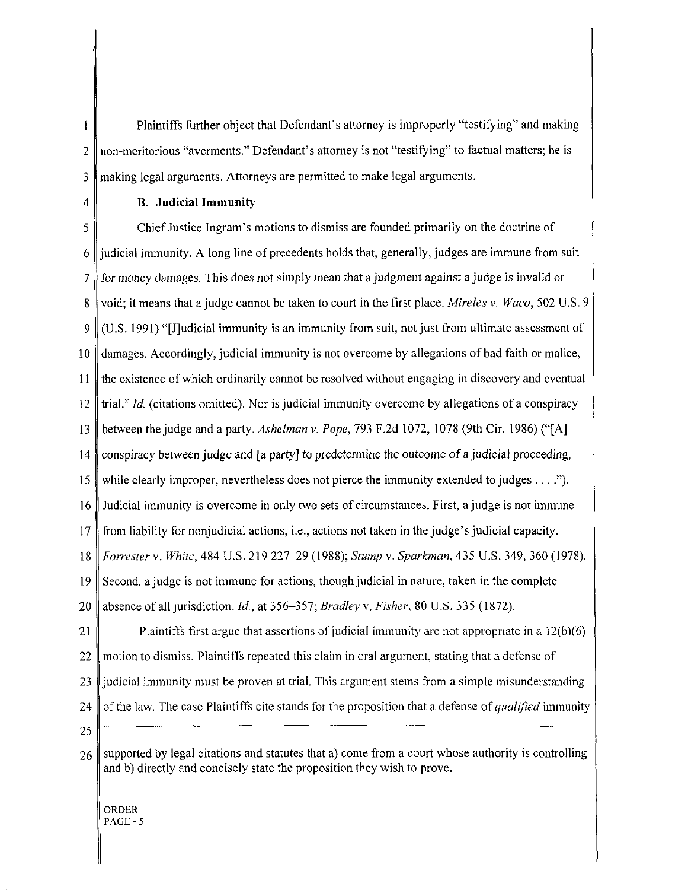Plaintiffs further object that Defendant's attorney is improperly "testifying" and making non-meritorious "averments." Defendant's attorney is not "testifying" to factual matters; he is making legal arguments. Attorneys are permitted to make legal arguments.

**B. Judicial Immunity**

Chief Justice Ingram's motions to dismiss are founded primarily on the doctrine of judicial immunity. A long line of precedents holds that, generally, judges are immune from suit for money damages. This does not simply mean that a judgment against a judge is invalid or void; it means that a judge cannot be taken to court in the first place. *Mireles v. Waco*, 502 U.S. 9 (U.S. 1991) "[J]udicial immunity is an immunity from suit, not just from ultimate assessment of damages. Accordingly, judicial immunity is not overcome by allegations of bad faith or malice, the existence of which ordinarily cannot be resolved without engaging in discovery and eventual trial." *Id.* (citations omitted). Nor is judicial immunity overcome by allegations of a conspiracy between the judge and a party. *Ashelman v. Pope*, 793 F.2d 1072, 1078 (9th Cir. 1986) ("[A] conspiracy between judge and [a party] to predetermine the outcome of a judicial proceeding, while clearly improper, nevertheless does not pierce the immunity extended to judges . . . ."). Judicial immunity is overcome in only two sets of circumstances. First, a judge is not immune from liability for nonjudicial actions, i.e., actions not taken in the judge's judicial capacity. *Forrester* v. *White*, 484 U.S. 219 227–29 (1988); *Stump* v. *Sparkman*, 435 U.S. 349, 360 (1978). Second, a judge is not immune for actions, though judicial in nature, taken in the complete absence of all jurisdiction. *Id.*, at 356–357; *Bradley* v. *Fisher*, 80 U.S. 335 (1872).

Plaintiffs first argue that assertions of judicial immunity are not appropriate in a 12(b)(6) motion to dismiss. Plaintiffs repeated this claim in oral argument, stating that a defense of judicial immunity must be proven at trial. This argument stems from a simple misunderstanding of the law. The case Plaintiffs cite stands for the proposition that a defense of *qualified* immunity

---

supported by legal citations and statutes that a) come from a court whose authority is controlling and b) directly and concisely state the proposition they wish to prove.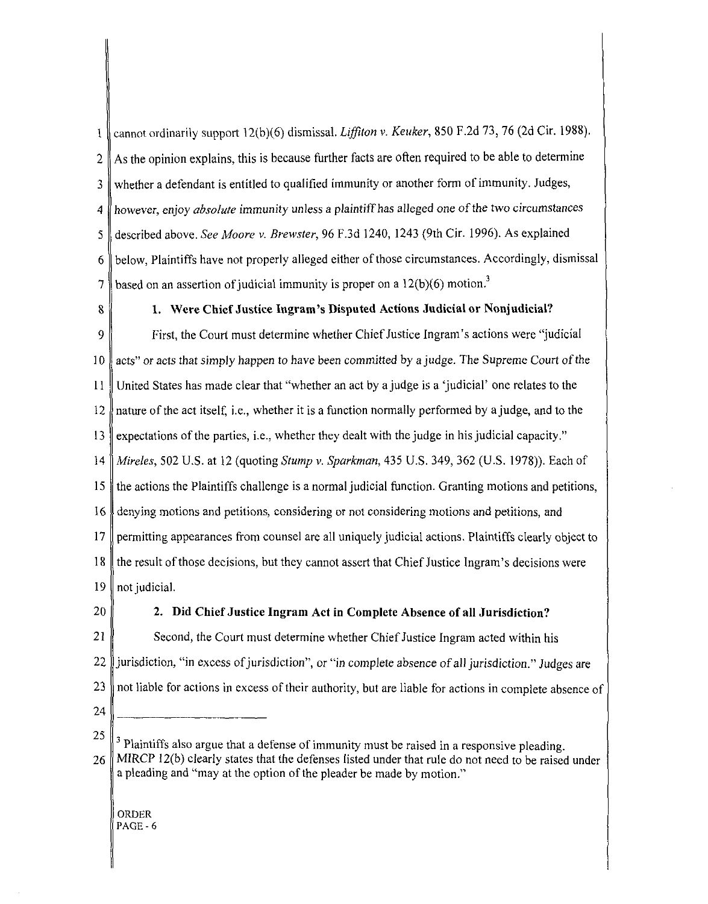cannot ordinarily support 12(b)(6) dismissal. *Liffiton v. Keuker*, 850 F.2d 73, 76 (2d Cir. 1988). As the opinion explains, this is because further facts are often required to be able to determine whether a defendant is entitled to qualified immunity or another form of immunity. Judges, however, enjoy *absolute* immunity unless a plaintiff has alleged one of the two circumstances described above. *See Moore v. Brewster*, 96 F.3d 1240, 1243 (9th Cir. 1996). As explained below, Plaintiffs have not properly alleged either of those circumstances. Accordingly, dismissal based on an assertion of judicial immunity is proper on a 12(b)(6) motion.[3]

**1. Were Chief Justice Ingram's Disputed Actions Judicial or Nonjudicial?**

First, the Court must determine whether Chief Justice Ingram's actions were "judicial acts" or acts that simply happen to have been committed by a judge. The Supreme Court of the United States has made clear that "whether an act by a judge is a 'judicial' one relates to the nature of the act itself, i.e., whether it is a function normally performed by a judge, and to the expectations of the parties, i.e., whether they dealt with the judge in his judicial capacity." *Mireles*, 502 U.S. at 12 (quoting *Stump v. Sparkman*, 435 U.S. 349, 362 (U.S. 1978)). Each of the actions the Plaintiffs challenge is a normal judicial function. Granting motions and petitions, denying motions and petitions, considering or not considering motions and petitions, and permitting appearances from counsel are all uniquely judicial actions. Plaintiffs clearly object to the result of those decisions, but they cannot assert that Chief Justice Ingram's decisions were not judicial.

**2. Did Chief Justice Ingram Act in Complete Absence of all Jurisdiction?**

Second, the Court must determine whether Chief Justice Ingram acted within his jurisdiction, "in excess of jurisdiction", or "in complete absence of all jurisdiction." Judges are not liable for actions in excess of their authority, but are liable for actions in complete absence of

---

[3] Plaintiffs also argue that a defense of immunity must be raised in a responsive pleading. MIRCP 12(b) clearly states that the defenses listed under that rule do not need to be raised under a pleading and "may at the option of the pleader be made by motion."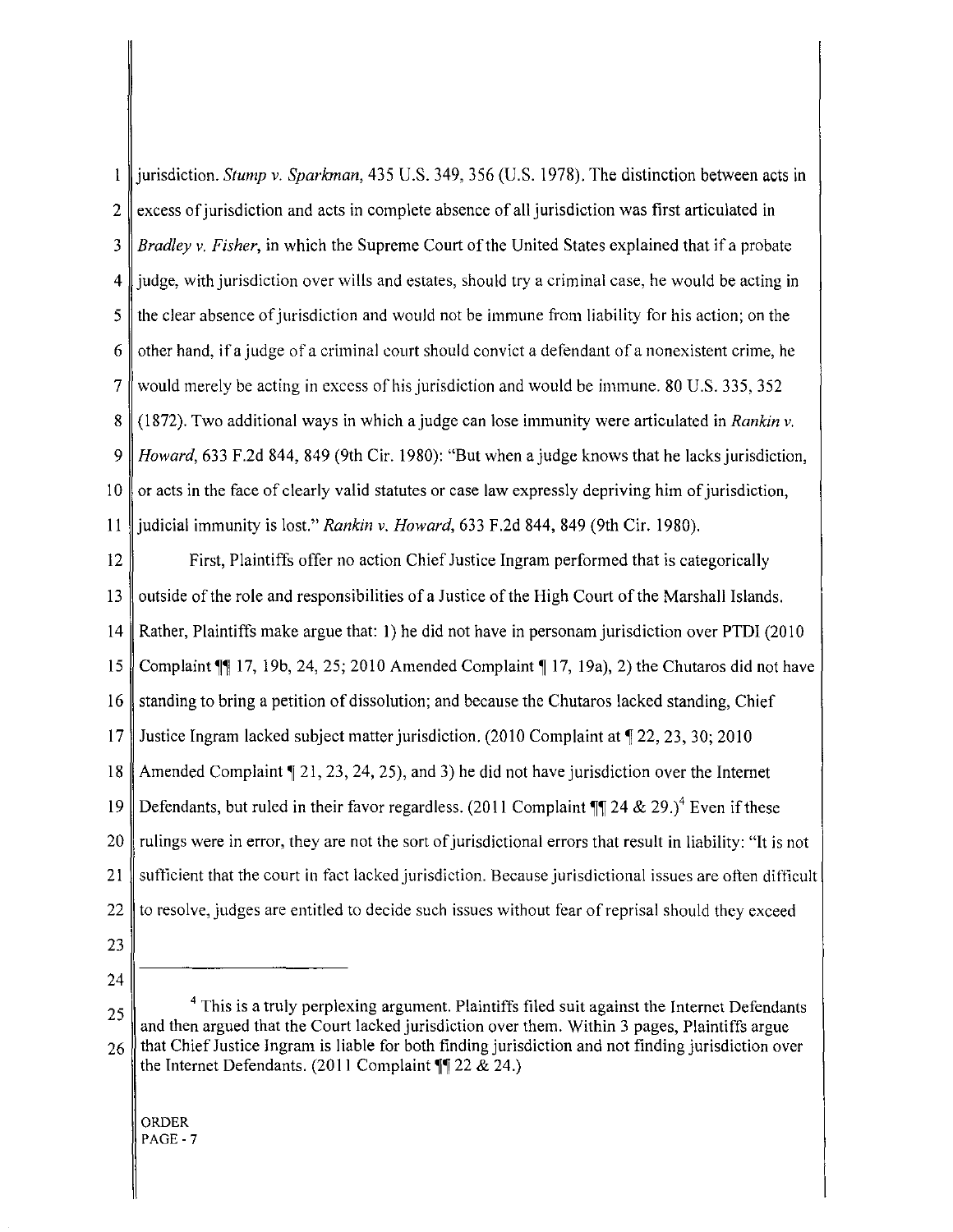jurisdiction. *Stump v. Sparkman*, 435 U.S. 349, 356 (U.S. 1978). The distinction between acts in excess of jurisdiction and acts in complete absence of all jurisdiction was first articulated in *Bradley v. Fisher*, in which the Supreme Court of the United States explained that if a probate judge, with jurisdiction over wills and estates, should try a criminal case, he would be acting in the clear absence of jurisdiction and would not be immune from liability for his action; on the other hand, if a judge of a criminal court should convict a defendant of a nonexistent crime, he would merely be acting in excess of his jurisdiction and would be immune. 80 U.S. 335, 352 (1872). Two additional ways in which a judge can lose immunity were articulated in *Rankin v. Howard*, 633 F.2d 844, 849 (9th Cir. 1980): "But when a judge knows that he lacks jurisdiction, or acts in the face of clearly valid statutes or case law expressly depriving him of jurisdiction, judicial immunity is lost." *Rankin v. Howard*, 633 F.2d 844, 849 (9th Cir. 1980).

First, Plaintiffs offer no action Chief Justice Ingram performed that is categorically outside of the role and responsibilities of a Justice of the High Court of the Marshall Islands. Rather, Plaintiffs make argue that: 1) he did not have in personam jurisdiction over PTDI (2010 Complaint ¶¶ 17, 19b, 24, 25; 2010 Amended Complaint ¶ 17, 19a), 2) the Chutaros did not have standing to bring a petition of dissolution; and because the Chutaros lacked standing, Chief Justice Ingram lacked subject matter jurisdiction. (2010 Complaint at ¶ 22, 23, 30; 2010 Amended Complaint ¶ 21, 23, 24, 25), and 3) he did not have jurisdiction over the Internet Defendants, but ruled in their favor regardless. (2011 Complaint ¶¶ 24 & 29.)[4] Even if these rulings were in error, they are not the sort of jurisdictional errors that result in liability: "It is not sufficient that the court in fact lacked jurisdiction. Because jurisdictional issues are often difficult to resolve, judges are entitled to decide such issues without fear of reprisal should they exceed

---

[4] This is a truly perplexing argument. Plaintiffs filed suit against the Internet Defendants and then argued that the Court lacked jurisdiction over them. Within 3 pages, Plaintiffs argue that Chief Justice Ingram is liable for both finding jurisdiction and not finding jurisdiction over the Internet Defendants. (2011 Complaint ¶¶ 22 & 24.)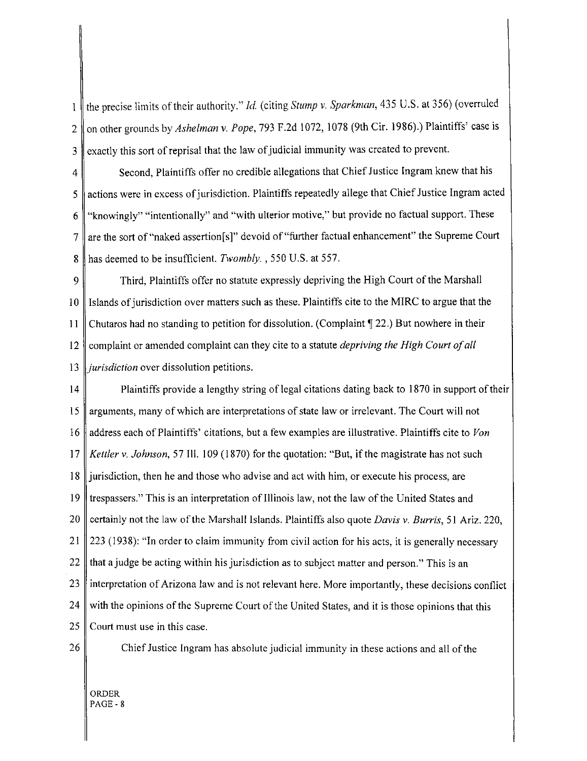the precise limits of their authority." *Id.* (citing *Stump v. Sparkman*, 435 U.S. at 356) (overruled on other grounds by *Ashelman v. Pope*, 793 F.2d 1072, 1078 (9th Cir. 1986).) Plaintiffs' case is exactly this sort of reprisal that the law of judicial immunity was created to prevent.

Second, Plaintiffs offer no credible allegations that Chief Justice Ingram knew that his actions were in excess of jurisdiction. Plaintiffs repeatedly allege that Chief Justice Ingram acted "knowingly" "intentionally" and "with ulterior motive," but provide no factual support. These are the sort of "naked assertion[s]" devoid of "further factual enhancement" the Supreme Court has deemed to be insufficient. *Twombly.* , 550 U.S. at 557.

Third, Plaintiffs offer no statute expressly depriving the High Court of the Marshall Islands of jurisdiction over matters such as these. Plaintiffs cite to the MIRC to argue that the Chutaros had no standing to petition for dissolution. (Complaint ¶ 22.) But nowhere in their complaint or amended complaint can they cite to a statute *depriving the High Court of all jurisdiction* over dissolution petitions.

Plaintiffs provide a lengthy string of legal citations dating back to 1870 in support of their arguments, many of which are interpretations of state law or irrelevant. The Court will not address each of Plaintiffs' citations, but a few examples are illustrative. Plaintiffs cite to *Von Kettler v. Johnson*, 57 Ill. 109 (1870) for the quotation: "But, if the magistrate has not such jurisdiction, then he and those who advise and act with him, or execute his process, are trespassers." This is an interpretation of Illinois law, not the law of the United States and certainly not the law of the Marshall Islands. Plaintiffs also quote *Davis v. Burris*, 51 Ariz. 220, 223 (1938): "In order to claim immunity from civil action for his acts, it is generally necessary that a judge be acting within his jurisdiction as to subject matter and person." This is an interpretation of Arizona law and is not relevant here. More importantly, these decisions conflict with the opinions of the Supreme Court of the United States, and it is those opinions that this Court must use in this case.

Chief Justice Ingram has absolute judicial immunity in these actions and all of the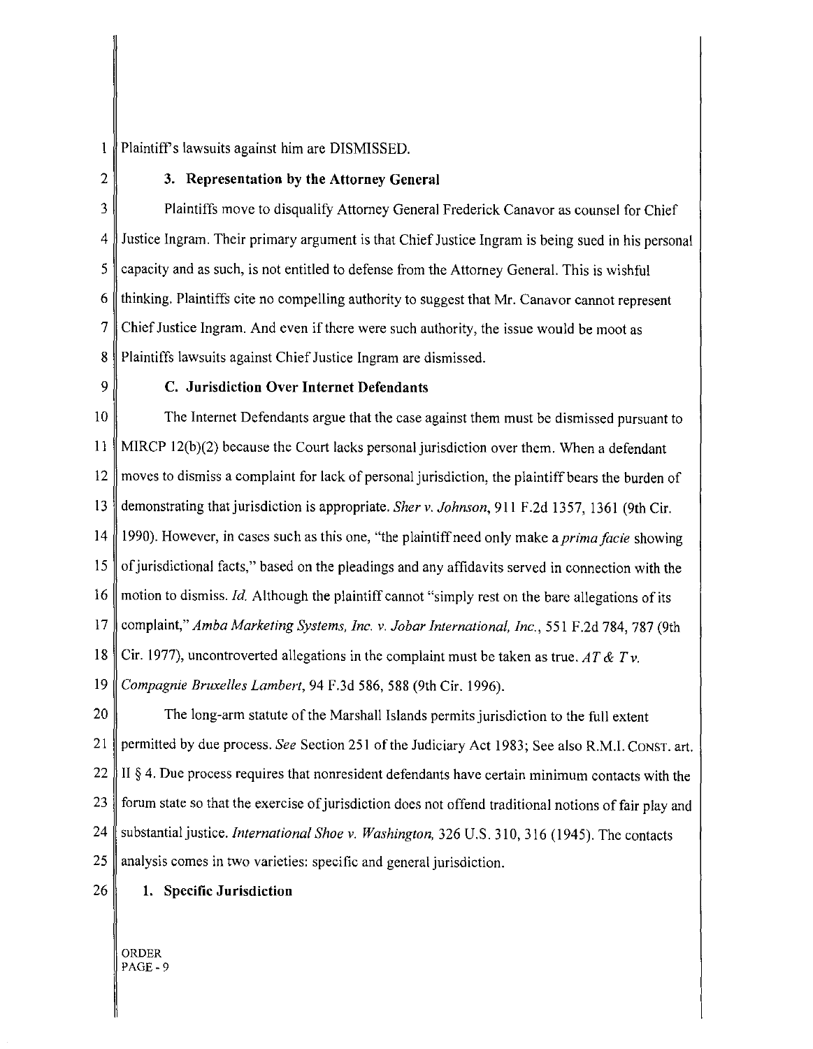Plaintiff's lawsuits against him are DISMISSED.

### 3. Representation by the Attorney General

Plaintiffs move to disqualify Attorney General Frederick Canavor as counsel for Chief Justice Ingram. Their primary argument is that Chief Justice Ingram is being sued in his personal capacity and as such, is not entitled to defense from the Attorney General. This is wishful thinking. Plaintiffs cite no compelling authority to suggest that Mr. Canavor cannot represent Chief Justice Ingram. And even if there were such authority, the issue would be moot as Plaintiffs lawsuits against Chief Justice Ingram are dismissed.

## C. Jurisdiction Over Internet Defendants

The Internet Defendants argue that the case against them must be dismissed pursuant to MIRCP 12(b)(2) because the Court lacks personal jurisdiction over them. When a defendant moves to dismiss a complaint for lack of personal jurisdiction, the plaintiff bears the burden of demonstrating that jurisdiction is appropriate. *Sher v. Johnson*, 911 F.2d 1357, 1361 (9th Cir. 1990). However, in cases such as this one, "the plaintiff need only make a *prima facie* showing of jurisdictional facts," based on the pleadings and any affidavits served in connection with the motion to dismiss. *Id.* Although the plaintiff cannot "simply rest on the bare allegations of its complaint," *Amba Marketing Systems, Inc. v. Jobar International, Inc.*, 551 F.2d 784, 787 (9th Cir. 1977), uncontroverted allegations in the complaint must be taken as true. *AT & T v. Compagnie Bruxelles Lambert*, 94 F.3d 586, 588 (9th Cir. 1996).

The long-arm statute of the Marshall Islands permits jurisdiction to the full extent permitted by due process. *See* Section 251 of the Judiciary Act 1983; See also R.M.I. CONST. art. II § 4. Due process requires that nonresident defendants have certain minimum contacts with the forum state so that the exercise of jurisdiction does not offend traditional notions of fair play and substantial justice. *International Shoe v. Washington*, 326 U.S. 310, 316 (1945). The contacts analysis comes in two varieties: specific and general jurisdiction.

### 1. Specific Jurisdiction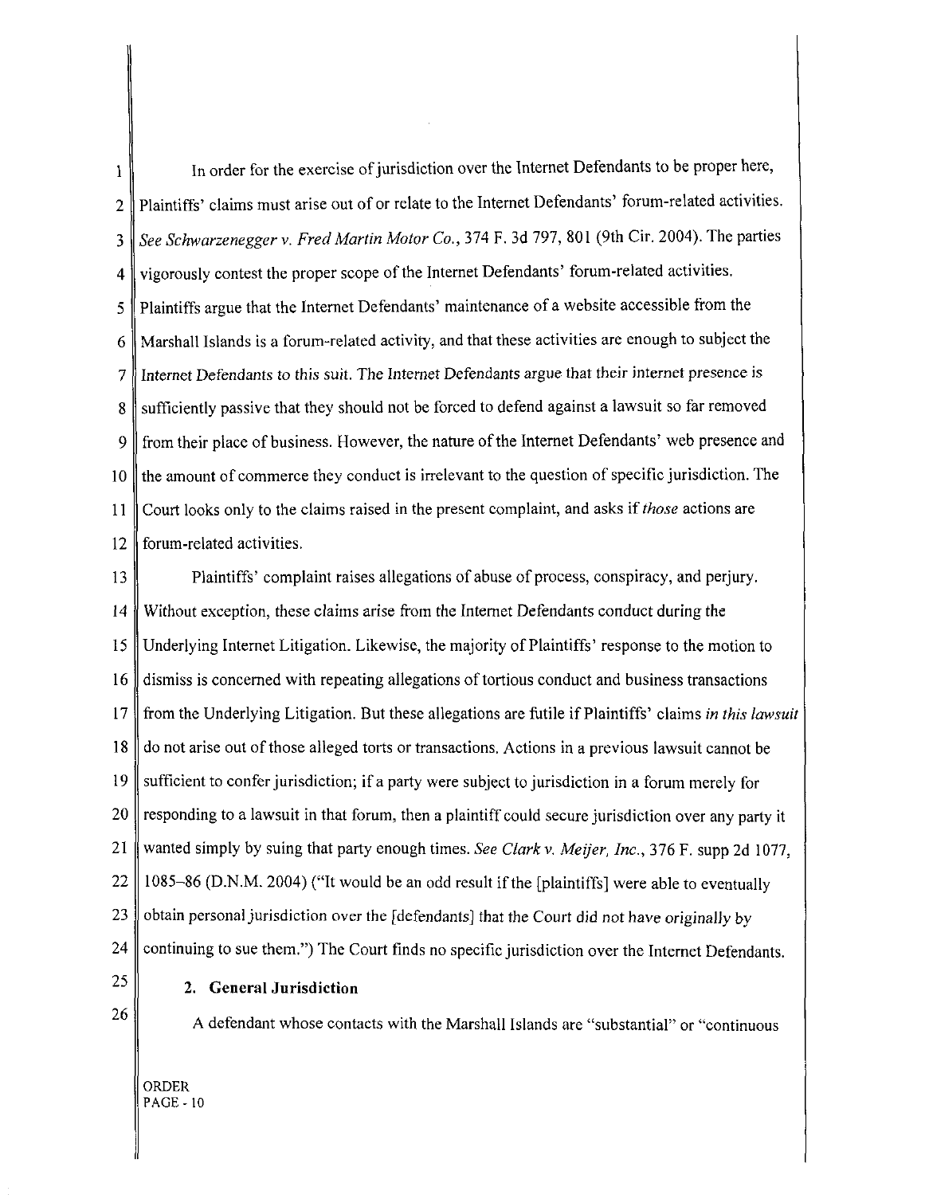In order for the exercise of jurisdiction over the Internet Defendants to be proper here, Plaintiffs' claims must arise out of or relate to the Internet Defendants' forum-related activities. *See Schwarzenegger v. Fred Martin Motor Co.*, 374 F. 3d 797, 801 (9th Cir. 2004). The parties vigorously contest the proper scope of the Internet Defendants' forum-related activities. Plaintiffs argue that the Internet Defendants' maintenance of a website accessible from the Marshall Islands is a forum-related activity, and that these activities are enough to subject the Internet Defendants to this suit. The Internet Defendants argue that their internet presence is sufficiently passive that they should not be forced to defend against a lawsuit so far removed from their place of business. However, the nature of the Internet Defendants' web presence and the amount of commerce they conduct is irrelevant to the question of specific jurisdiction. The Court looks only to the claims raised in the present complaint, and asks if *those* actions are forum-related activities.

Plaintiffs' complaint raises allegations of abuse of process, conspiracy, and perjury. Without exception, these claims arise from the Internet Defendants conduct during the Underlying Internet Litigation. Likewise, the majority of Plaintiffs' response to the motion to dismiss is concerned with repeating allegations of tortious conduct and business transactions from the Underlying Litigation. But these allegations are futile if Plaintiffs' claims *in this lawsuit* do not arise out of those alleged torts or transactions. Actions in a previous lawsuit cannot be sufficient to confer jurisdiction; if a party were subject to jurisdiction in a forum merely for responding to a lawsuit in that forum, then a plaintiff could secure jurisdiction over any party it wanted simply by suing that party enough times. *See Clark v. Meijer, Inc.*, 376 F. supp 2d 1077, 1085–86 (D.N.M. 2004) ("It would be an odd result if the [plaintiffs] were able to eventually obtain personal jurisdiction over the [defendants] that the Court did not have originally by continuing to sue them.") The Court finds no specific jurisdiction over the Internet Defendants.

**2. General Jurisdiction**

A defendant whose contacts with the Marshall Islands are "substantial" or "continuous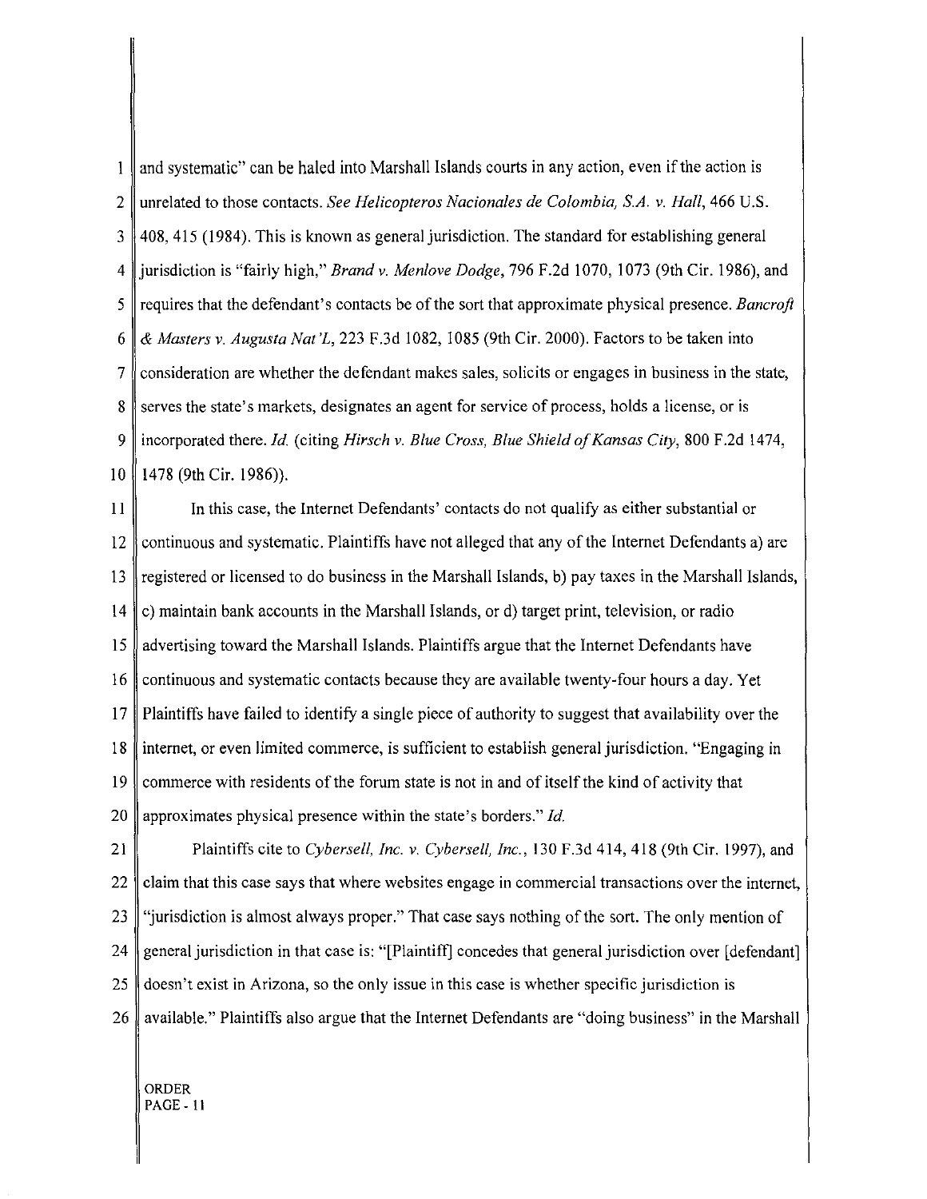and systematic" can be haled into Marshall Islands courts in any action, even if the action is unrelated to those contacts. *See Helicopteros Nacionales de Colombia, S.A. v. Hall*, 466 U.S. 408, 415 (1984). This is known as general jurisdiction. The standard for establishing general jurisdiction is "fairly high," *Brand v. Menlove Dodge*, 796 F.2d 1070, 1073 (9th Cir. 1986), and requires that the defendant's contacts be of the sort that approximate physical presence. *Bancroft & Masters v. Augusta Nat'L*, 223 F.3d 1082, 1085 (9th Cir. 2000). Factors to be taken into consideration are whether the defendant makes sales, solicits or engages in business in the state, serves the state's markets, designates an agent for service of process, holds a license, or is incorporated there. *Id.* (citing *Hirsch v. Blue Cross, Blue Shield of Kansas City*, 800 F.2d 1474, 1478 (9th Cir. 1986)).

In this case, the Internet Defendants' contacts do not qualify as either substantial or continuous and systematic. Plaintiffs have not alleged that any of the Internet Defendants a) are registered or licensed to do business in the Marshall Islands, b) pay taxes in the Marshall Islands, c) maintain bank accounts in the Marshall Islands, or d) target print, television, or radio advertising toward the Marshall Islands. Plaintiffs argue that the Internet Defendants have continuous and systematic contacts because they are available twenty-four hours a day. Yet Plaintiffs have failed to identify a single piece of authority to suggest that availability over the internet, or even limited commerce, is sufficient to establish general jurisdiction. "Engaging in commerce with residents of the forum state is not in and of itself the kind of activity that approximates physical presence within the state's borders." *Id.*

Plaintiffs cite to *Cybersell, Inc. v. Cybersell, Inc.*, 130 F.3d 414, 418 (9th Cir. 1997), and claim that this case says that where websites engage in commercial transactions over the internet, "jurisdiction is almost always proper." That case says nothing of the sort. The only mention of general jurisdiction in that case is: "[Plaintiff] concedes that general jurisdiction over [defendant] doesn't exist in Arizona, so the only issue in this case is whether specific jurisdiction is available." Plaintiffs also argue that the Internet Defendants are "doing business" in the Marshall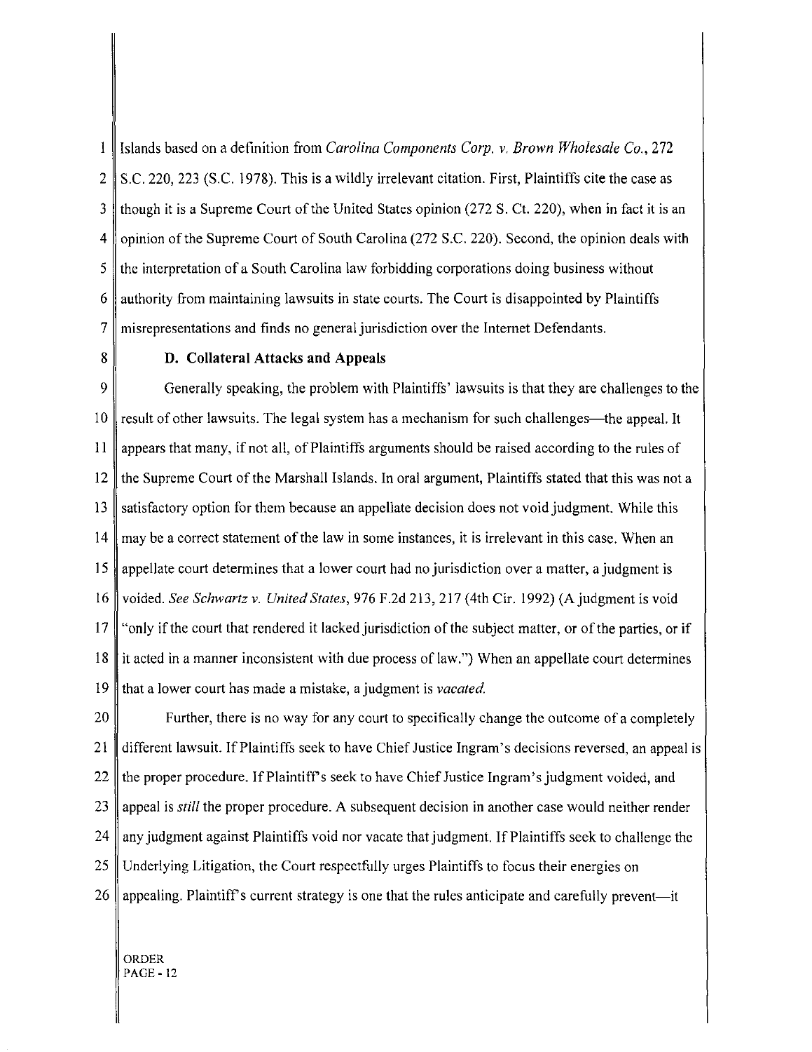Islands based on a definition from *Carolina Components Corp. v. Brown Wholesale Co.*, 272 S.C. 220, 223 (S.C. 1978). This is a wildly irrelevant citation. First, Plaintiffs cite the case as though it is a Supreme Court of the United States opinion (272 S. Ct. 220), when in fact it is an opinion of the Supreme Court of South Carolina (272 S.C. 220). Second, the opinion deals with the interpretation of a South Carolina law forbidding corporations doing business without authority from maintaining lawsuits in state courts. The Court is disappointed by Plaintiffs misrepresentations and finds no general jurisdiction over the Internet Defendants.

**D. Collateral Attacks and Appeals**

Generally speaking, the problem with Plaintiffs' lawsuits is that they are challenges to the result of other lawsuits. The legal system has a mechanism for such challenges—the appeal. It appears that many, if not all, of Plaintiffs arguments should be raised according to the rules of the Supreme Court of the Marshall Islands. In oral argument, Plaintiffs stated that this was not a satisfactory option for them because an appellate decision does not void judgment. While this may be a correct statement of the law in some instances, it is irrelevant in this case. When an appellate court determines that a lower court had no jurisdiction over a matter, a judgment is voided. *See Schwartz v. United States*, 976 F.2d 213, 217 (4th Cir. 1992) (A judgment is void "only if the court that rendered it lacked jurisdiction of the subject matter, or of the parties, or if it acted in a manner inconsistent with due process of law.") When an appellate court determines that a lower court has made a mistake, a judgment is *vacated.*

Further, there is no way for any court to specifically change the outcome of a completely different lawsuit. If Plaintiffs seek to have Chief Justice Ingram's decisions reversed, an appeal is the proper procedure. If Plaintiff's seek to have Chief Justice Ingram's judgment voided, and appeal is *still* the proper procedure. A subsequent decision in another case would neither render any judgment against Plaintiffs void nor vacate that judgment. If Plaintiffs seek to challenge the Underlying Litigation, the Court respectfully urges Plaintiffs to focus their energies on appealing. Plaintiff's current strategy is one that the rules anticipate and carefully prevent—it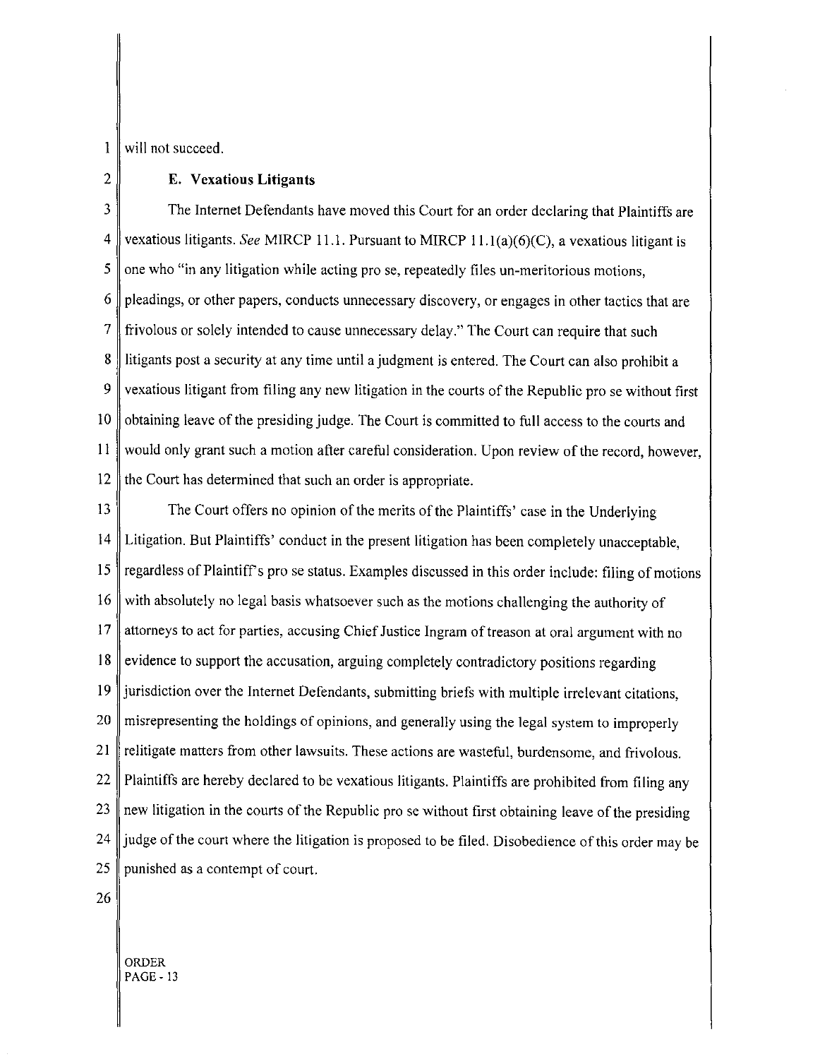will not succeed.

**E. Vexatious Litigants**

The Internet Defendants have moved this Court for an order declaring that Plaintiffs are vexatious litigants. *See* MIRCP 11.1. Pursuant to MIRCP 11.1(a)(6)(C), a vexatious litigant is one who "in any litigation while acting pro se, repeatedly files un-meritorious motions, pleadings, or other papers, conducts unnecessary discovery, or engages in other tactics that are frivolous or solely intended to cause unnecessary delay." The Court can require that such litigants post a security at any time until a judgment is entered. The Court can also prohibit a vexatious litigant from filing any new litigation in the courts of the Republic pro se without first obtaining leave of the presiding judge. The Court is committed to full access to the courts and would only grant such a motion after careful consideration. Upon review of the record, however, the Court has determined that such an order is appropriate.

The Court offers no opinion of the merits of the Plaintiffs' case in the Underlying Litigation. But Plaintiffs' conduct in the present litigation has been completely unacceptable, regardless of Plaintiff's pro se status. Examples discussed in this order include: filing of motions with absolutely no legal basis whatsoever such as the motions challenging the authority of attorneys to act for parties, accusing Chief Justice Ingram of treason at oral argument with no evidence to support the accusation, arguing completely contradictory positions regarding jurisdiction over the Internet Defendants, submitting briefs with multiple irrelevant citations, misrepresenting the holdings of opinions, and generally using the legal system to improperly relitigate matters from other lawsuits. These actions are wasteful, burdensome, and frivolous. Plaintiffs are hereby declared to be vexatious litigants. Plaintiffs are prohibited from filing any new litigation in the courts of the Republic pro se without first obtaining leave of the presiding judge of the court where the litigation is proposed to be filed. Disobedience of this order may be punished as a contempt of court.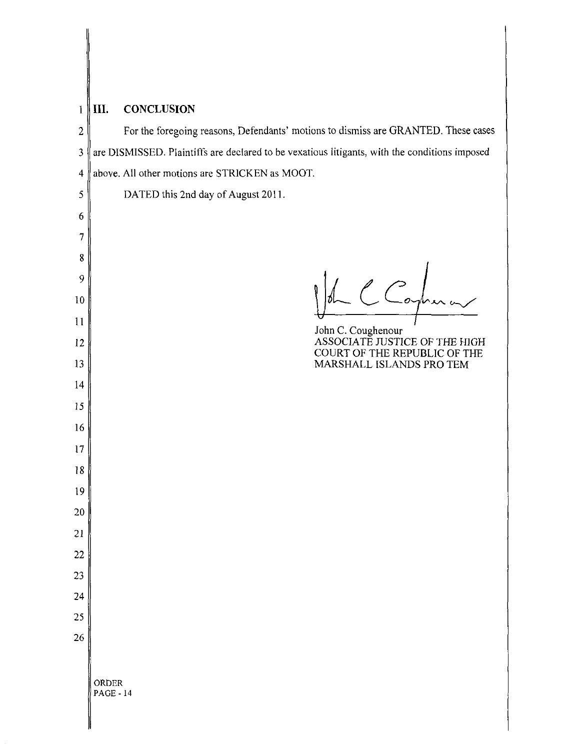## III. CONCLUSION

For the foregoing reasons, Defendants' motions to dismiss are GRANTED. These cases are DISMISSED. Plaintiffs are declared to be vexatious litigants, with the conditions imposed above. All other motions are STRICKEN as MOOT.

DATED this 2nd day of August 2011.

John C. Coughenour
ASSOCIATE JUSTICE OF THE HIGH COURT OF THE REPUBLIC OF THE MARSHALL ISLANDS PRO TEM

ORDER